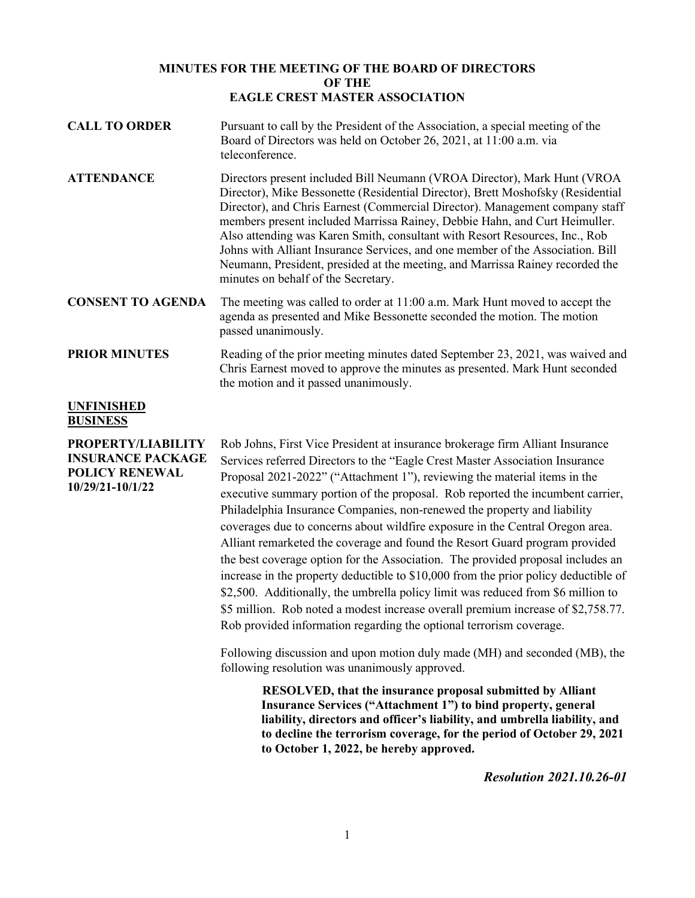# MINUTES FOR THE MEETING OF THE BOARD OF DIRECTORS OF THE EAGLE CREST MASTER ASSOCIATION

**CALL TO ORDER**

Pursuant to call by the President of the Association, a special meeting of the Board of Directors was held on October 26, 2021, at 11:00 a.m. via teleconference.

**ATTENDANCE**

Directors present included Bill Neumann (VROA Director), Mark Hunt (VROA Director), Mike Bessonette (Residential Director), Brett Moshofsky (Residential Director), and Chris Earnest (Commercial Director). Management company staff members present included Marrissa Rainey, Debbie Hahn, and Curt Heimuller. Also attending was Karen Smith, consultant with Resort Resources, Inc., Rob Johns with Alliant Insurance Services, and one member of the Association. Bill Neumann, President, presided at the meeting, and Marrissa Rainey recorded the minutes on behalf of the Secretary.

**CONSENT TO AGENDA**

The meeting was called to order at 11:00 a.m. Mark Hunt moved to accept the agenda as presented and Mike Bessonette seconded the motion. The motion passed unanimously.

**PRIOR MINUTES**

Reading of the prior meeting minutes dated September 23, 2021, was waived and Chris Earnest moved to approve the minutes as presented. Mark Hunt seconded the motion and it passed unanimously.

## UNFINISHED BUSINESS

**PROPERTY/LIABILITY INSURANCE PACKAGE POLICY RENEWAL 10/29/21-10/1/22**

Rob Johns, First Vice President at insurance brokerage firm Alliant Insurance Services referred Directors to the "Eagle Crest Master Association Insurance Proposal 2021-2022" ("Attachment 1"), reviewing the material items in the executive summary portion of the proposal. Rob reported the incumbent carrier, Philadelphia Insurance Companies, non-renewed the property and liability coverages due to concerns about wildfire exposure in the Central Oregon area. Alliant remarketed the coverage and found the Resort Guard program provided the best coverage option for the Association. The provided proposal includes an increase in the property deductible to $10,000 from the prior policy deductible of $2,500. Additionally, the umbrella policy limit was reduced from $6 million to $5 million. Rob noted a modest increase overall premium increase of $2,758.77. Rob provided information regarding the optional terrorism coverage.

Following discussion and upon motion duly made (MH) and seconded (MB), the following resolution was unanimously approved.

> **RESOLVED, that the insurance proposal submitted by Alliant Insurance Services ("Attachment 1") to bind property, general liability, directors and officer's liability, and umbrella liability, and to decline the terrorism coverage, for the period of October 29, 2021 to October 1, 2022, be hereby approved.**

***Resolution 2021.10.26-01***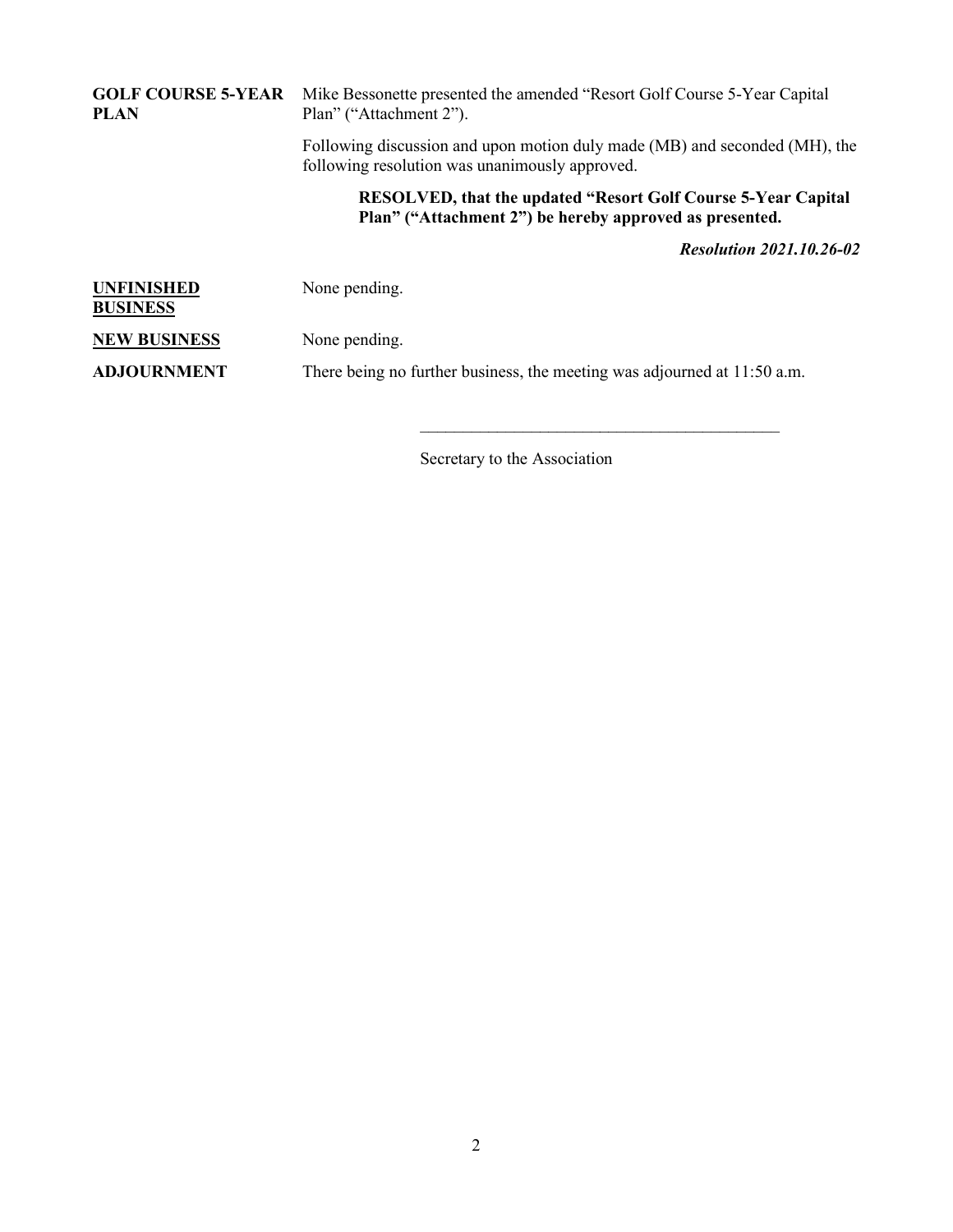**GOLF COURSE 5-YEAR PLAN**

Mike Bessonette presented the amended "Resort Golf Course 5-Year Capital Plan" ("Attachment 2").

Following discussion and upon motion duly made (MB) and seconded (MH), the following resolution was unanimously approved.

> **RESOLVED, that the updated "Resort Golf Course 5-Year Capital Plan" ("Attachment 2") be hereby approved as presented.**

***Resolution 2021.10.26-02***

**UNFINISHED BUSINESS**

None pending.

**NEW BUSINESS**

None pending.

**ADJOURNMENT**

There being no further business, the meeting was adjourned at 11:50 a.m.

\_\_\_\_\_\_\_\_\_\_\_\_\_\_\_\_\_\_\_\_\_\_\_\_\_\_\_\_\_\_\_\_\_\_\_\_\_\_\_\_\_\_

Secretary to the Association